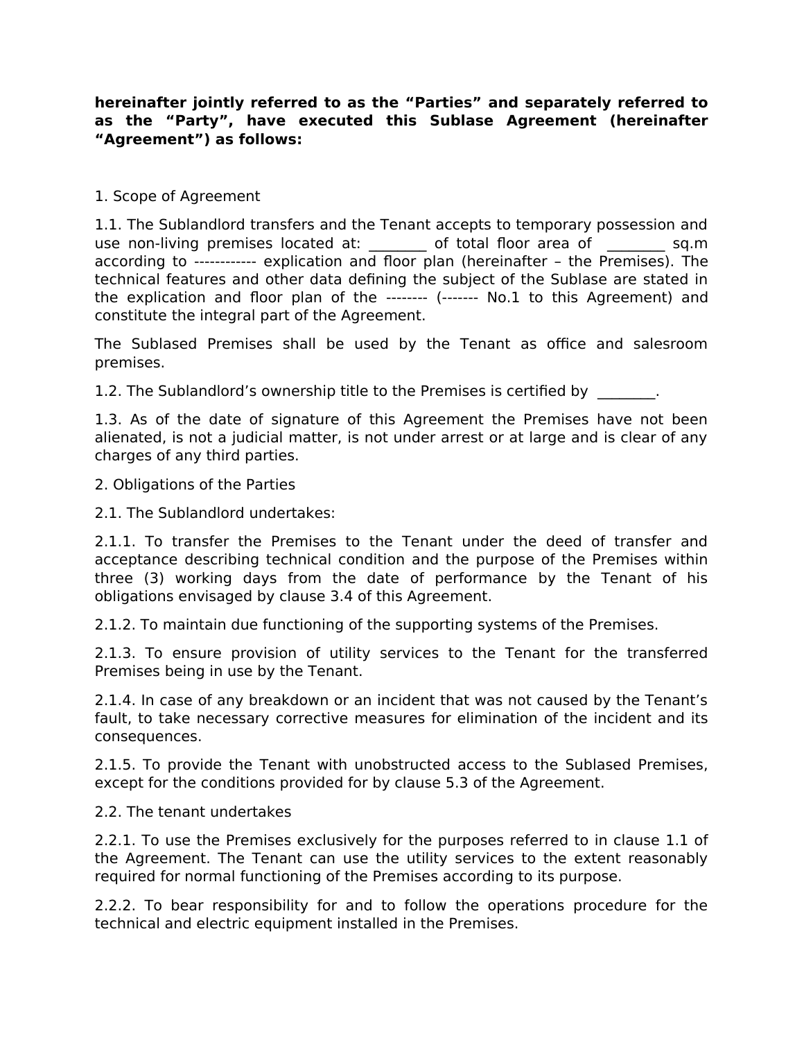**hereinafter jointly referred to as the “Parties” and separately referred to as the “Party”, have executed this Sublase Agreement (hereinafter “Agreement”) as follows:**

1. Scope of Agreement

1.1. The Sublandlord transfers and the Tenant accepts to temporary possession and use non-living premises located at: ________ of total floor area of ________ sq.m according to ------------ explication and floor plan (hereinafter – the Premises). The technical features and other data defining the subject of the Sublase are stated in the explication and floor plan of the -------- (------- No.1 to this Agreement) and constitute the integral part of the Agreement.

The Sublased Premises shall be used by the Tenant as office and salesroom premises.

1.2. The Sublandlord’s ownership title to the Premises is certified by ________.

1.3. As of the date of signature of this Agreement the Premises have not been alienated, is not a judicial matter, is not under arrest or at large and is clear of any charges of any third parties.

2. Obligations of the Parties

2.1. The Sublandlord undertakes:

2.1.1. To transfer the Premises to the Tenant under the deed of transfer and acceptance describing technical condition and the purpose of the Premises within three (3) working days from the date of performance by the Tenant of his obligations envisaged by clause 3.4 of this Agreement.

2.1.2. To maintain due functioning of the supporting systems of the Premises.

2.1.3. To ensure provision of utility services to the Tenant for the transferred Premises being in use by the Tenant.

2.1.4. In case of any breakdown or an incident that was not caused by the Tenant’s fault, to take necessary corrective measures for elimination of the incident and its consequences.

2.1.5. To provide the Tenant with unobstructed access to the Sublased Premises, except for the conditions provided for by clause 5.3 of the Agreement.

2.2. The tenant undertakes

2.2.1. To use the Premises exclusively for the purposes referred to in clause 1.1 of the Agreement. The Tenant can use the utility services to the extent reasonably required for normal functioning of the Premises according to its purpose.

2.2.2. To bear responsibility for and to follow the operations procedure for the technical and electric equipment installed in the Premises.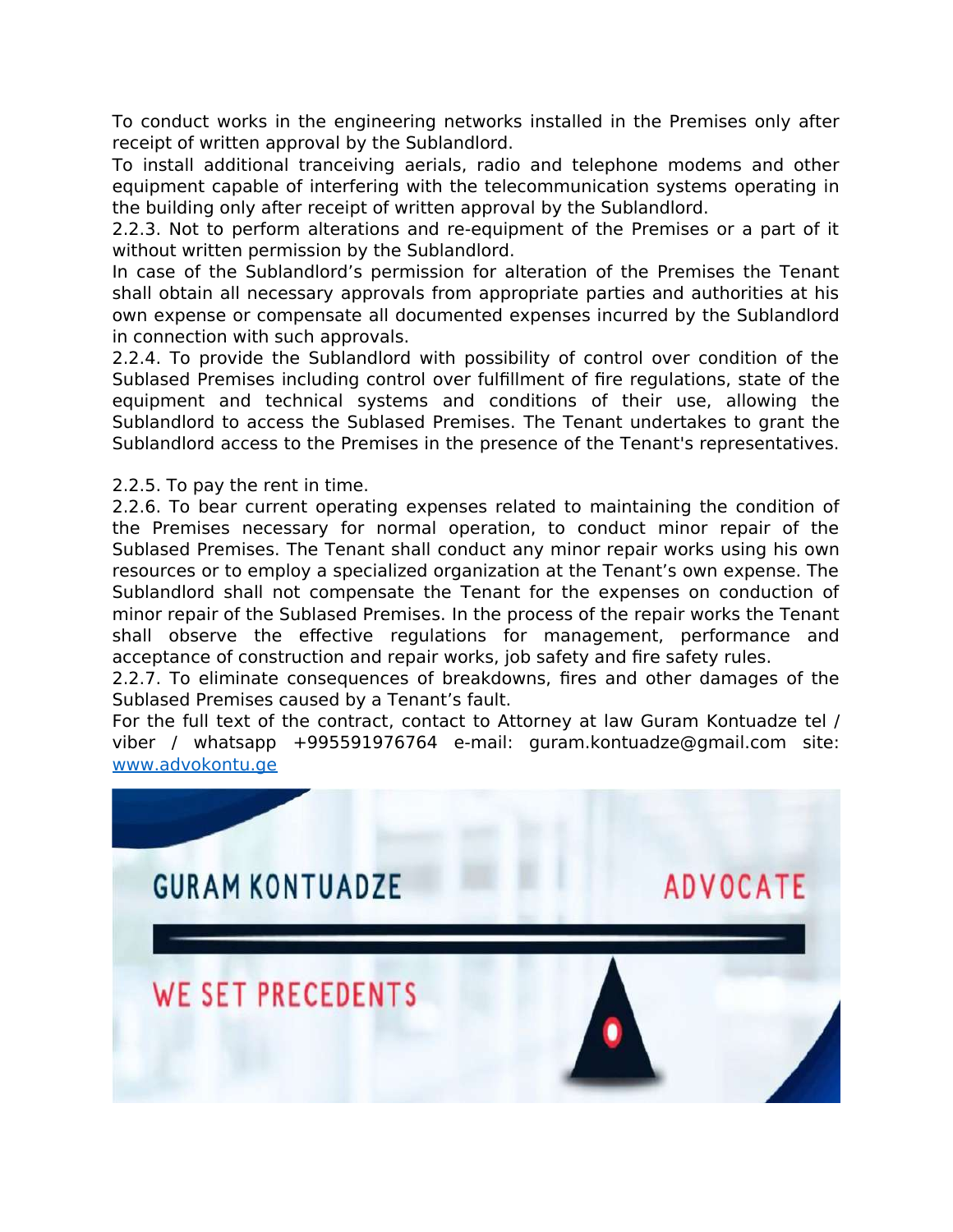To conduct works in the engineering networks installed in the Premises only after receipt of written approval by the Sublandlord.

To install additional tranceiving aerials, radio and telephone modems and other equipment capable of interfering with the telecommunication systems operating in the building only after receipt of written approval by the Sublandlord.

2.2.3. Not to perform alterations and re-equipment of the Premises or a part of it without written permission by the Sublandlord.

In case of the Sublandlord's permission for alteration of the Premises the Tenant shall obtain all necessary approvals from appropriate parties and authorities at his own expense or compensate all documented expenses incurred by the Sublandlord in connection with such approvals.

2.2.4. To provide the Sublandlord with possibility of control over condition of the Sublased Premises including control over fulfillment of fire regulations, state of the equipment and technical systems and conditions of their use, allowing the Sublandlord to access the Sublased Premises. The Tenant undertakes to grant the Sublandlord access to the Premises in the presence of the Tenant's representatives.

2.2.5. To pay the rent in time.

2.2.6. To bear current operating expenses related to maintaining the condition of the Premises necessary for normal operation, to conduct minor repair of the Sublased Premises. The Tenant shall conduct any minor repair works using his own resources or to employ a specialized organization at the Tenant's own expense. The Sublandlord shall not compensate the Tenant for the expenses on conduction of minor repair of the Sublased Premises. In the process of the repair works the Tenant shall observe the effective regulations for management, performance and acceptance of construction and repair works, job safety and fire safety rules.

2.2.7. To eliminate consequences of breakdowns, fires and other damages of the Sublased Premises caused by a Tenant's fault.

For the full text of the contract, contact to Attorney at law Guram Kontuadze tel / viber / whatsapp +995591976764 e-mail: guram.kontuadze@gmail.com site: [www.advokontu.ge](http://www.advokontu.ge)

GURAM KONTUADZE

ADVOCATE

WE SET PRECEDENTS